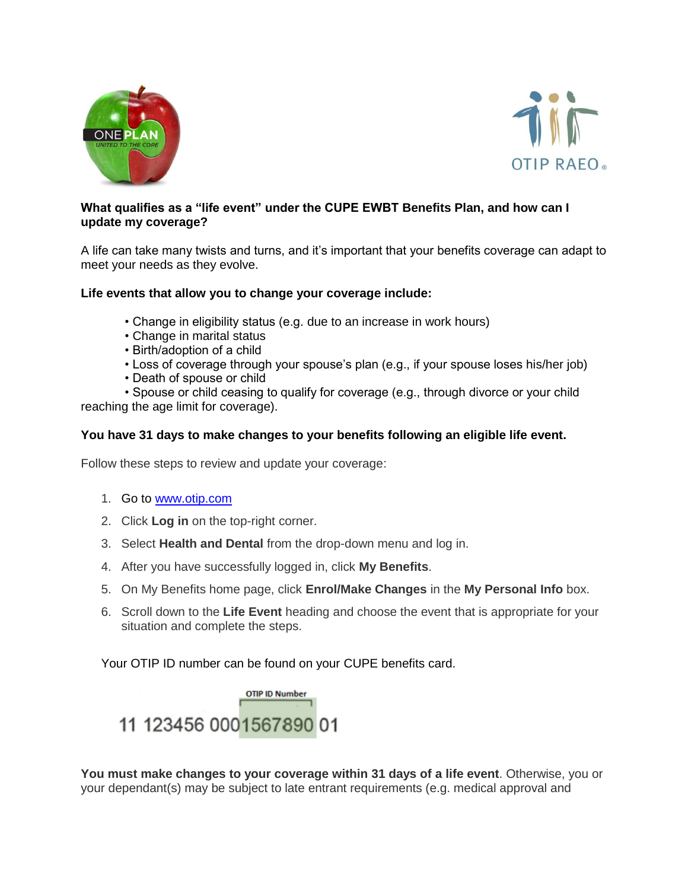**What qualifies as a "life event" under the CUPE EWBT Benefits Plan, and how can I update my coverage?**

A life can take many twists and turns, and it's important that your benefits coverage can adapt to meet your needs as they evolve.

**Life events that allow you to change your coverage include:**

- Change in eligibility status (e.g. due to an increase in work hours)
- Change in marital status
- Birth/adoption of a child
- Loss of coverage through your spouse's plan (e.g., if your spouse loses his/her job)
- Death of spouse or child
- Spouse or child ceasing to qualify for coverage (e.g., through divorce or your child reaching the age limit for coverage).

**You have 31 days to make changes to your benefits following an eligible life event.**

Follow these steps to review and update your coverage:

1. Go to www.otip.com
2. Click **Log in** on the top-right corner.
3. Select **Health and Dental** from the drop-down menu and log in.
4. After you have successfully logged in, click **My Benefits**.
5. On My Benefits home page, click **Enrol/Make Changes** in the **My Personal Info** box.
6. Scroll down to the **Life Event** heading and choose the event that is appropriate for your situation and complete the steps.

Your OTIP ID number can be found on your CUPE benefits card.

OTIP ID Number

11 123456 0001567890 01

**You must make changes to your coverage within 31 days of a life event**. Otherwise, you or your dependant(s) may be subject to late entrant requirements (e.g. medical approval and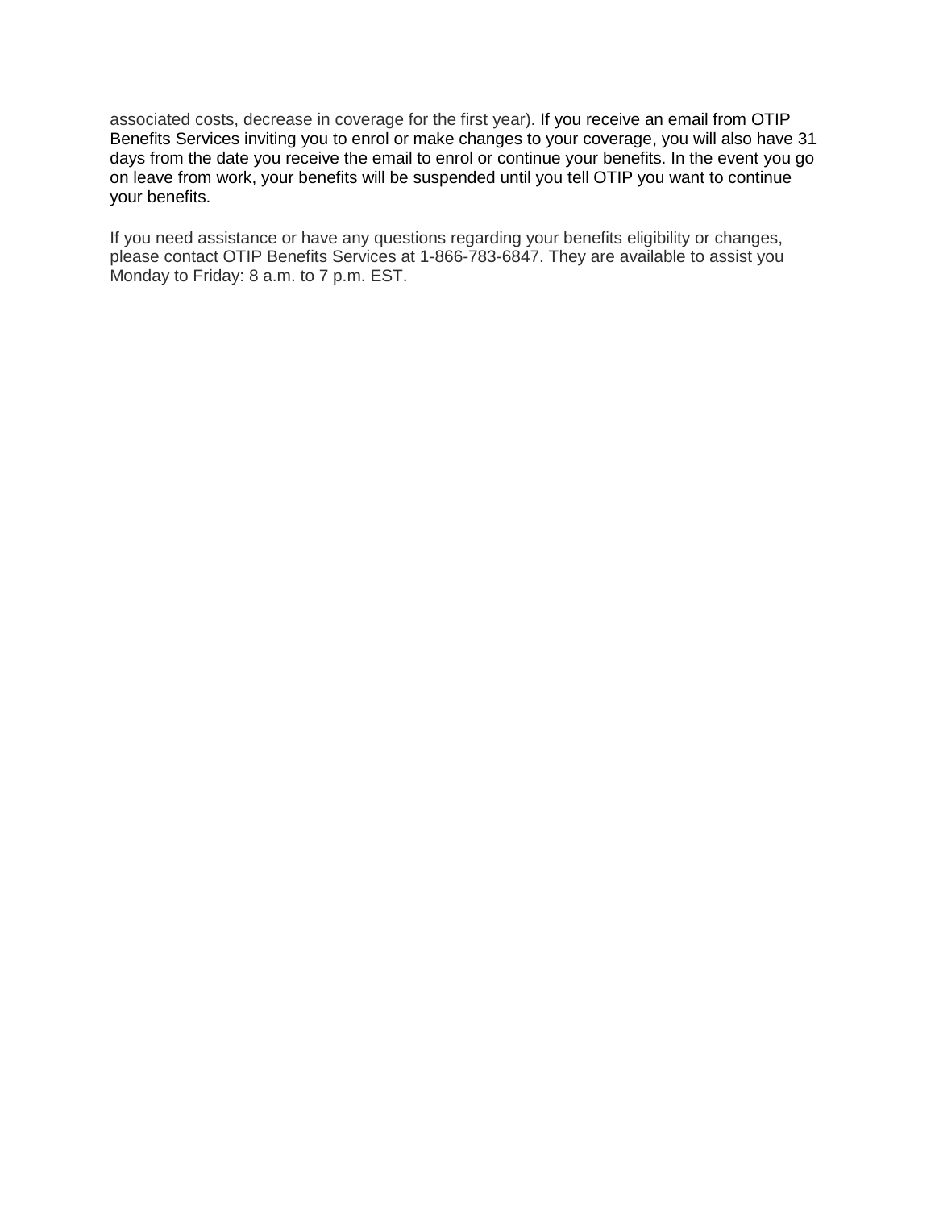associated costs, decrease in coverage for the first year). If you receive an email from OTIP Benefits Services inviting you to enrol or make changes to your coverage, you will also have 31 days from the date you receive the email to enrol or continue your benefits. In the event you go on leave from work, your benefits will be suspended until you tell OTIP you want to continue your benefits.

If you need assistance or have any questions regarding your benefits eligibility or changes, please contact OTIP Benefits Services at 1-866-783-6847. They are available to assist you Monday to Friday: 8 a.m. to 7 p.m. EST.